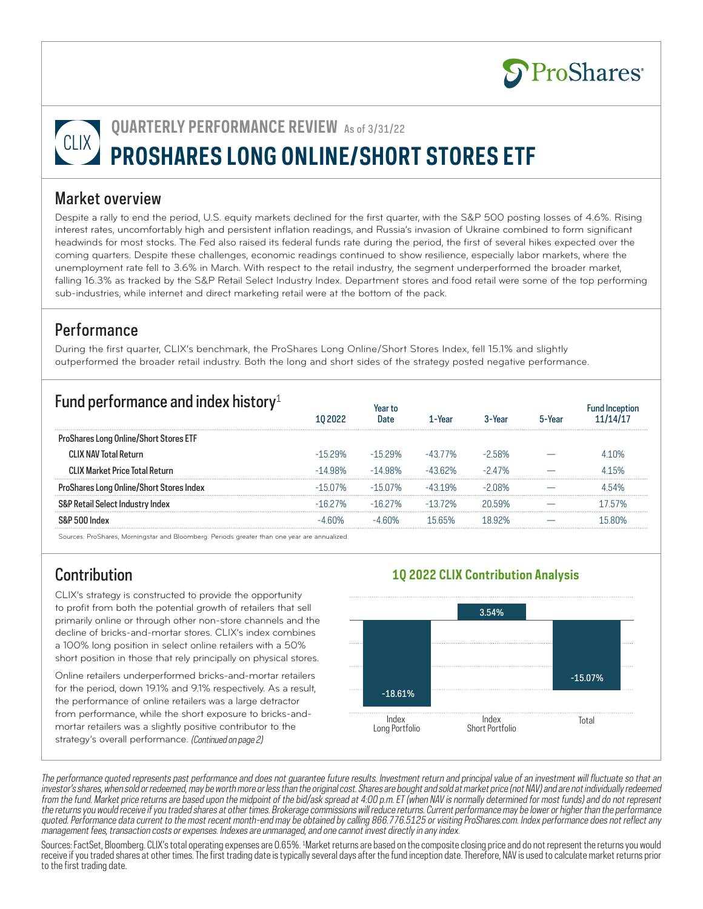ProShares

# QUARTERLY PERFORMANCE REVIEW As of 3/31/22

# CLIX PROSHARES LONG ONLINE/SHORT STORES ETF

## Market overview

Despite a rally to end the period, U.S. equity markets declined for the first quarter, with the S&P 500 posting losses of 4.6%. Rising interest rates, uncomfortably high and persistent inflation readings, and Russia's invasion of Ukraine combined to form significant headwinds for most stocks. The Fed also raised its federal funds rate during the period, the first of several hikes expected over the coming quarters. Despite these challenges, economic readings continued to show resilience, especially labor markets, where the unemployment rate fell to 3.6% in March. With respect to the retail industry, the segment underperformed the broader market, falling 16.3% as tracked by the S&P Retail Select Industry Index. Department stores and food retail were some of the top performing sub-industries, while internet and direct marketing retail were at the bottom of the pack.

## Performance

During the first quarter, CLIX's benchmark, the ProShares Long Online/Short Stores Index, fell 15.1% and slightly outperformed the broader retail industry. Both the long and short sides of the strategy posted negative performance.

## Fund performance and index history[1]

| | 1Q 2022 | Year to Date | 1-Year | 3-Year | 5-Year | Fund Inception 11/14/17 |
|---|---|---|---|---|---|---|
| **ProShares Long Online/Short Stores ETF** | | | | | | |
| **CLIX NAV Total Return** | -15.29% | -15.29% | -43.77% | -2.58% | — | 4.10% |
| **CLIX Market Price Total Return** | -14.98% | -14.98% | -43.62% | -2.47% | — | 4.15% |
| **ProShares Long Online/Short Stores Index** | -15.07% | -15.07% | -43.19% | -2.08% | — | 4.54% |
| **S&P Retail Select Industry Index** | -16.27% | -16.27% | -13.72% | 20.59% | — | 17.57% |
| **S&P 500 Index** | -4.60% | -4.60% | 15.65% | 18.92% | — | 15.80% |

Sources: ProShares, Morningstar and Bloomberg. Periods greater than one year are annualized.

## Contribution

CLIX's strategy is constructed to provide the opportunity to profit from both the potential growth of retailers that sell primarily online or through other non-store channels and the decline of bricks-and-mortar stores. CLIX's index combines a 100% long position in select online retailers with a 50% short position in those that rely principally on physical stores.

Online retailers underperformed bricks-and-mortar retailers for the period, down 19.1% and 9.1% respectively. As a result, the performance of online retailers was a large detractor from performance, while the short exposure to bricks-and-mortar retailers was a slightly positive contributor to the strategy's overall performance. *(Continued on page 2)*

### 1Q 2022 CLIX Contribution Analysis

| Index Long Portfolio | Index Short Portfolio | Total |
|---|---|---|
| -18.61% | 3.54% | -15.07% |

*The performance quoted represents past performance and does not guarantee future results. Investment return and principal value of an investment will fluctuate so that an investor's shares, when sold or redeemed, may be worth more or less than the original cost. Shares are bought and sold at market price (not NAV) and are not individually redeemed from the fund. Market price returns are based upon the midpoint of the bid/ask spread at 4:00 p.m. ET (when NAV is normally determined for most funds) and do not represent the returns you would receive if you traded shares at other times. Brokerage commissions will reduce returns. Current performance may be lower or higher than the performance quoted. Performance data current to the most recent month-end may be obtained by calling 866.776.5125 or visiting ProShares.com. Index performance does not reflect any management fees, transaction costs or expenses. Indexes are unmanaged, and one cannot invest directly in any index.*

Sources: FactSet, Bloomberg. CLIX's total operating expenses are 0.65%. [1]Market returns are based on the composite closing price and do not represent the returns you would receive if you traded shares at other times. The first trading date is typically several days after the fund inception date. Therefore, NAV is used to calculate market returns prior to the first trading date.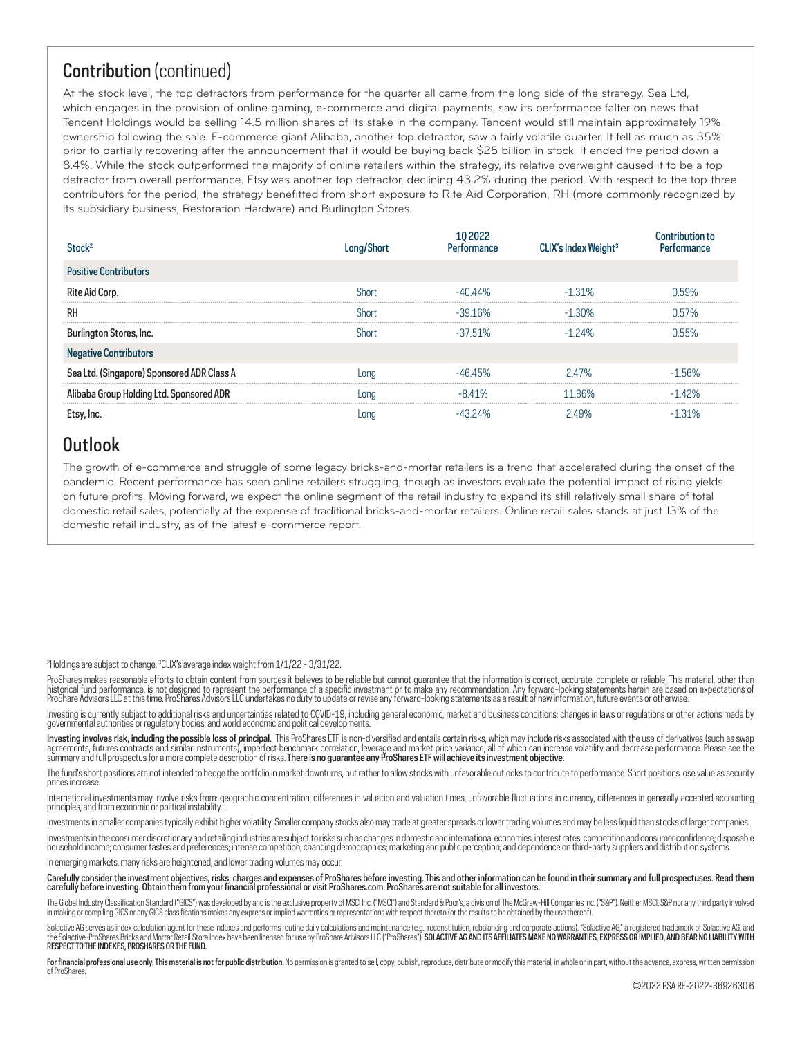## Contribution (continued)

At the stock level, the top detractors from performance for the quarter all came from the long side of the strategy. Sea Ltd, which engages in the provision of online gaming, e-commerce and digital payments, saw its performance falter on news that Tencent Holdings would be selling 14.5 million shares of its stake in the company. Tencent would still maintain approximately 19% ownership following the sale. E-commerce giant Alibaba, another top detractor, saw a fairly volatile quarter. It fell as much as 35% prior to partially recovering after the announcement that it would be buying back $25 billion in stock. It ended the period down a 8.4%. While the stock outperformed the majority of online retailers within the strategy, its relative overweight caused it to be a top detractor from overall performance. Etsy was another top detractor, declining 43.2% during the period. With respect to the top three contributors for the period, the strategy benefitted from short exposure to Rite Aid Corporation, RH (more commonly recognized by its subsidiary business, Restoration Hardware) and Burlington Stores.

| Stock[2] | Long/Short | 1Q 2022 Performance | CLIX's Index Weight[3] | Contribution to Performance |
|---|---|---|---|---|
| **Positive Contributors** | | | | |
| Rite Aid Corp. | Short | -40.44% | -1.31% | 0.59% |
| RH | Short | -39.16% | -1.30% | 0.57% |
| Burlington Stores, Inc. | Short | -37.51% | -1.24% | 0.55% |
| **Negative Contributors** | | | | |
| Sea Ltd. (Singapore) Sponsored ADR Class A | Long | -46.45% | 2.47% | -1.56% |
| Alibaba Group Holding Ltd. Sponsored ADR | Long | -8.41% | 11.86% | -1.42% |
| Etsy, Inc. | Long | -43.24% | 2.49% | -1.31% |

## Outlook

The growth of e-commerce and struggle of some legacy bricks-and-mortar retailers is a trend that accelerated during the onset of the pandemic. Recent performance has seen online retailers struggling, though as investors evaluate the potential impact of rising yields on future profits. Moving forward, we expect the online segment of the retail industry to expand its still relatively small share of total domestic retail sales, potentially at the expense of traditional bricks-and-mortar retailers. Online retail sales stands at just 13% of the domestic retail industry, as of the latest e-commerce report.

[2]Holdings are subject to change. [3]CLIX's average index weight from 1/1/22 - 3/31/22.

ProShares makes reasonable efforts to obtain content from sources it believes to be reliable but cannot guarantee that the information is correct, accurate, complete or reliable. This material, other than historical fund performance, is not designed to represent the performance of a specific investment or to make any recommendation. Any forward-looking statements herein are based on expectations of ProShare Advisors LLC at this time. ProShares Advisors LLC undertakes no duty to update or revise any forward-looking statements as a result of new information, future events or otherwise.

Investing is currently subject to additional risks and uncertainties related to COVID-19, including general economic, market and business conditions; changes in laws or regulations or other actions made by governmental authorities or regulatory bodies; and world economic and political developments.

**Investing involves risk, including the possible loss of principal.** This ProShares ETF is non-diversified and entails certain risks, which may include risks associated with the use of derivatives (such as swap agreements, futures contracts and similar instruments), imperfect benchmark correlation, leverage and market price variance, all of which can increase volatility and decrease performance. Please see the summary and full prospectus for a more complete description of risks. **There is no guarantee any ProShares ETF will achieve its investment objective.**

The fund's short positions are not intended to hedge the portfolio in market downturns, but rather to allow stocks with unfavorable outlooks to contribute to performance. Short positions lose value as security prices increase.

International investments may involve risks from: geographic concentration, differences in valuation and valuation times, unfavorable fluctuations in currency, differences in generally accepted accounting principles, and from economic or political instability.

Investments in smaller companies typically exhibit higher volatility. Smaller company stocks also may trade at greater spreads or lower trading volumes and may be less liquid than stocks of larger companies.

Investments in the consumer discretionary and retailing industries are subject to risks such as changes in domestic and international economies, interest rates, competition and consumer confidence; disposable household income; consumer tastes and preferences; intense competition; changing demographics; marketing and public perception; and dependence on third-party suppliers and distribution systems.

In emerging markets, many risks are heightened, and lower trading volumes may occur.

**Carefully consider the investment objectives, risks, charges and expenses of ProShares before investing. This and other information can be found in their summary and full prospectuses. Read them carefully before investing. Obtain them from your financial professional or visit ProShares.com. ProShares are not suitable for all investors.**

The Global Industry Classification Standard ("GICS") was developed by and is the exclusive property of MSCI Inc. ("MSCI") and Standard & Poor's, a division of The McGraw-Hill Companies Inc. ("S&P"). Neither MSCI, S&P nor any third party involved in making or compiling GICS or any GICS classifications makes any express or implied warranties or representations with respect thereto (or the results to be obtained by the use thereof).

Solactive AG serves as index calculation agent for these indexes and performs routine daily calculations and maintenance (e.g., reconstitution, rebalancing and corporate actions). "Solactive AG," a registered trademark of Solactive AG, and the Solactive-ProShares Bricks and Mortar Retail Store Index have been licensed for use by ProShare Advisors LLC ("ProShares"). **SOLACTIVE AG AND ITS AFFILIATES MAKE NO WARRANTIES, EXPRESS OR IMPLIED, AND BEAR NO LIABILITY WITH RESPECT TO THE INDEXES, PROSHARES OR THE FUND.**

**For financial professional use only. This material is not for public distribution.** No permission is granted to sell, copy, publish, reproduce, distribute or modify this material, in whole or in part, without the advance, express, written permission of ProShares.

©2022 PSA RE-2022-3692630.6